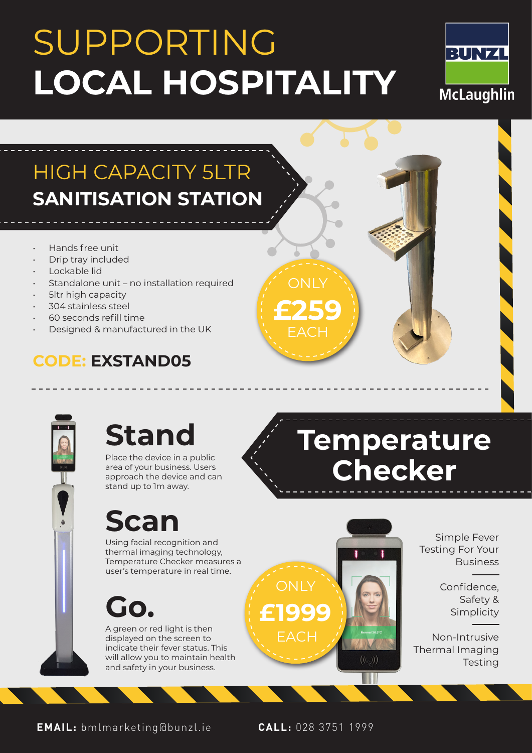# SUPPORTING LOCAL HOSPITALITY

BUNZL McLaughlin

## HIGH CAPACITY 5LTR SANITISATION STATION

- Hands free unit
- Drip tray included
- Lockable lid
- Standalone unit – no installation required
- 5ltr high capacity
- 304 stainless steel
- 60 seconds refill time
- Designed & manufactured in the UK

ONLY **£259** EACH

**CODE: EXSTAND05**

## Temperature Checker

### Stand

Place the device in a public area of your business. Users approach the device and can stand up to 1m away.

### Scan

Using facial recognition and thermal imaging technology, Temperature Checker measures a user's temperature in real time.

### Go.

A green or red light is then displayed on the screen to indicate their fever status. This will allow you to maintain health and safety in your business.

ONLY **£1999** EACH

Simple Fever Testing For Your Business

Confidence, Safety & Simplicity

Non-Intrusive Thermal Imaging Testing

**EMAIL:** bmlmarketing@bunzl.ie **CALL:** 028 3751 1999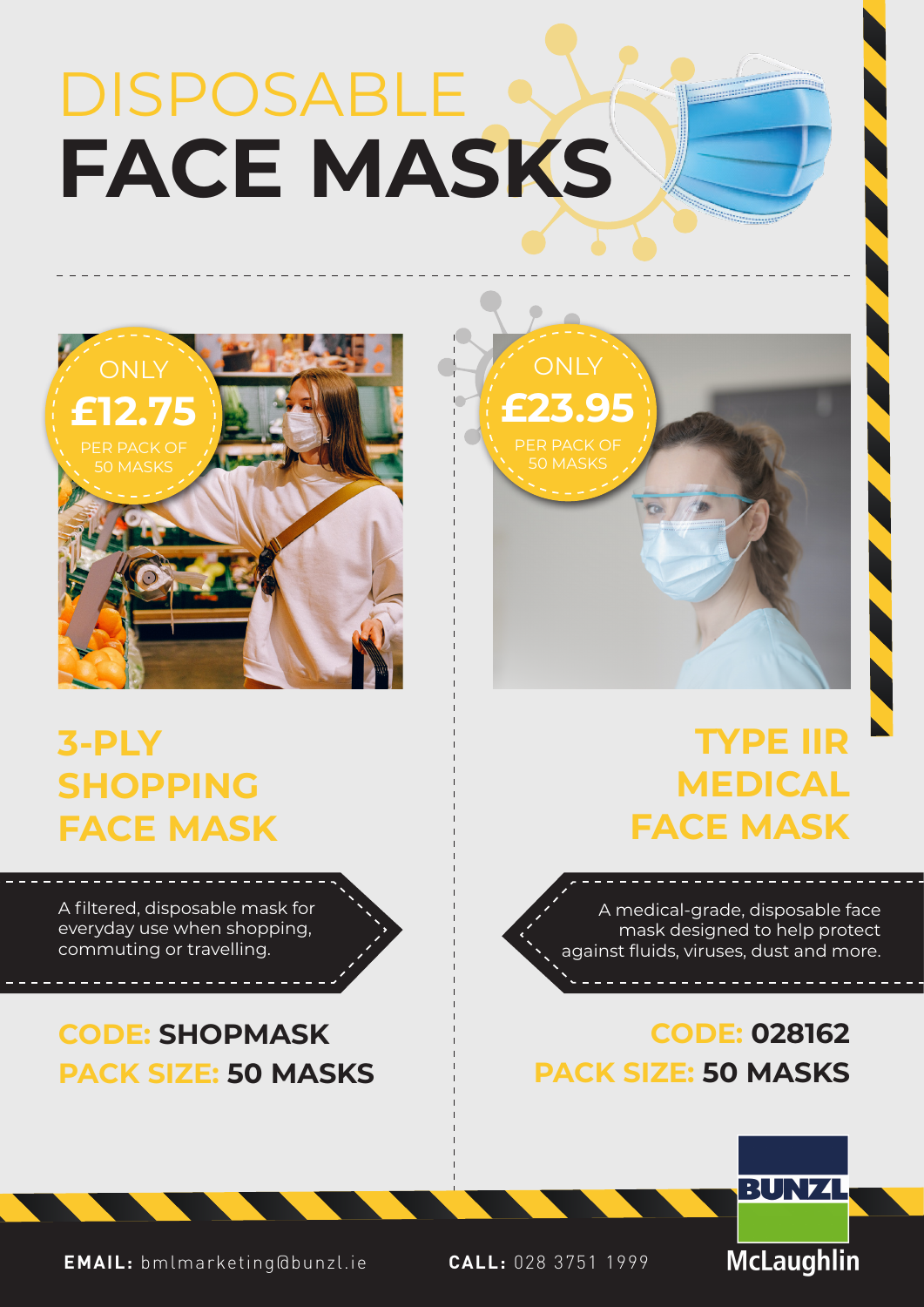# DISPOSABLE FACE MASKS

ONLY **£12.75** PER PACK OF 50 MASKS

## 3-PLY SHOPPING FACE MASK

A filtered, disposable mask for everyday use when shopping, commuting or travelling.

**CODE:** SHOPMASK
**PACK SIZE:** 50 MASKS

ONLY **£23.95** PER PACK OF 50 MASKS

## TYPE IIR MEDICAL FACE MASK

A medical-grade, disposable face mask designed to help protect against fluids, viruses, dust and more.

**CODE:** 028162
**PACK SIZE:** 50 MASKS

**EMAIL:** bmlmarketing@bunzl.ie **CALL:** 028 3751 1999

BUNZL McLaughlin